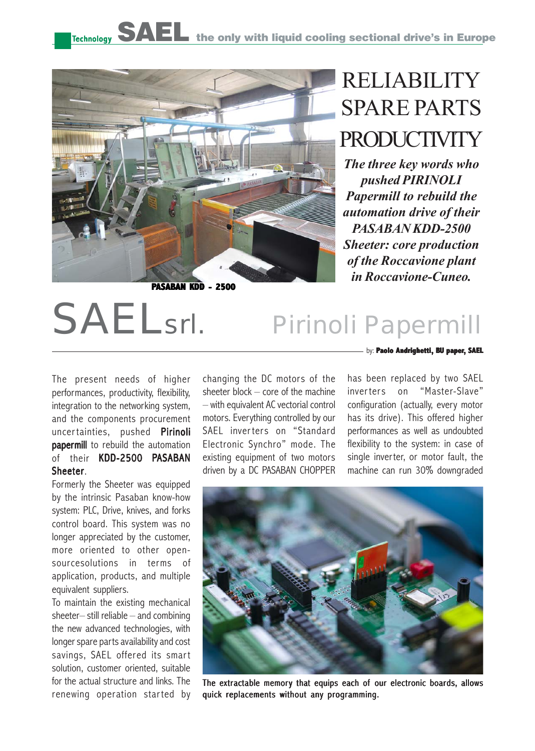Technology **SAEL** the only with liquid cooling sectional drive's in Europe

PASABAN KDD - 2500

# RELIABILITY SPARE PARTS PRODUCTIVITY

***The three key words who pushed PIRINOLI Papermill to rebuild the automation drive of their PASABAN KDD-2500 Sheeter: core production of the Roccavione plant in Roccavione-Cuneo.***

# SAELsrl. Pirinoli Papermill

by: **Paolo Andrighetti, BU paper, SAEL**

The present needs of higher performances, productivity, flexibility, integration to the networking system, and the components procurement uncertainties, pushed **Pirinoli papermill** to rebuild the automation of their **KDD-2500 PASABAN Sheeter**.

Formerly the Sheeter was equipped by the intrinsic Pasaban know-how system: PLC, Drive, knives, and forks control board. This system was no longer appreciated by the customer, more oriented to other open-sourcesolutions in terms of application, products, and multiple equivalent suppliers.

To maintain the existing mechanical sheeter– still reliable – and combining the new advanced technologies, with longer spare parts availability and cost savings, SAEL offered its smart solution, customer oriented, suitable for the actual structure and links. The renewing operation started by changing the DC motors of the sheeter block – core of the machine – with equivalent AC vectorial control motors. Everything controlled by our SAEL inverters on "Standard Electronic Synchro" mode. The existing equipment of two motors driven by a DC PASABAN CHOPPER has been replaced by two SAEL inverters on "Master-Slave" configuration (actually, every motor has its drive). This offered higher performances as well as undoubted flexibility to the system: in case of single inverter, or motor fault, the machine can run 30% downgraded

The extractable memory that equips each of our electronic boards, allows quick replacements without any programming.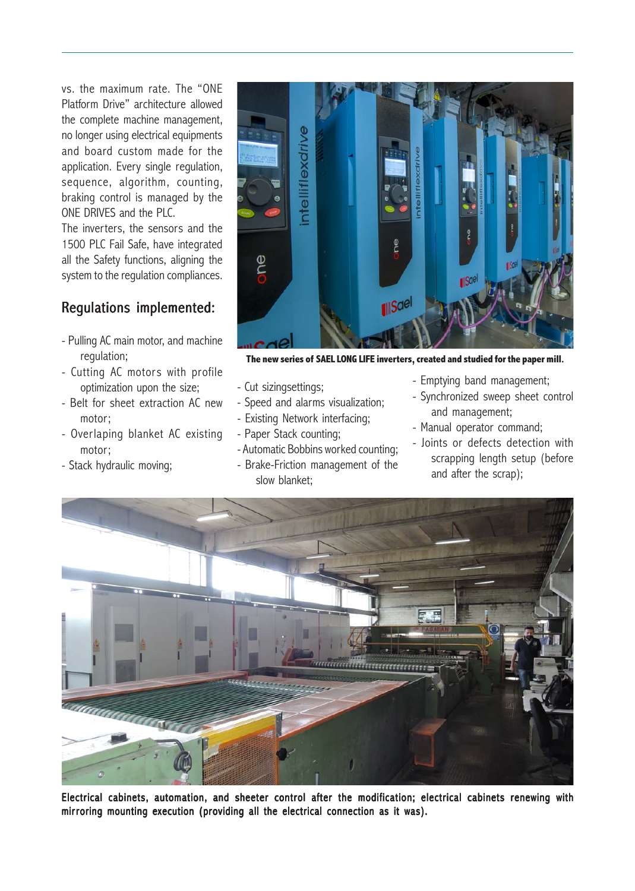vs. the maximum rate. The "ONE Platform Drive" architecture allowed the complete machine management, no longer using electrical equipments and board custom made for the application. Every single regulation, sequence, algorithm, counting, braking control is managed by the ONE DRIVES and the PLC.
The inverters, the sensors and the 1500 PLC Fail Safe, have integrated all the Safety functions, aligning the system to the regulation compliances.

## Regulations implemented:

- Pulling AC main motor, and machine regulation;
- Cutting AC motors with profile optimization upon the size;
- Belt for sheet extraction AC new motor;
- Overlaping blanket AC existing motor;
- Stack hydraulic moving;
- Cut sizingsettings;
- Speed and alarms visualization;
- Existing Network interfacing;
- Paper Stack counting;
- Automatic Bobbins worked counting;
- Brake-Friction management of the slow blanket;
- Emptying band management;
- Synchronized sweep sheet control and management;
- Manual operator command;
- Joints or defects detection with scrapping length setup (before and after the scrap);

**The new series of SAEL LONG LIFE inverters, created and studied for the paper mill.**

**Electrical cabinets, automation, and sheeter control after the modification; electrical cabinets renewing with mirroring mounting execution (providing all the electrical connection as it was).**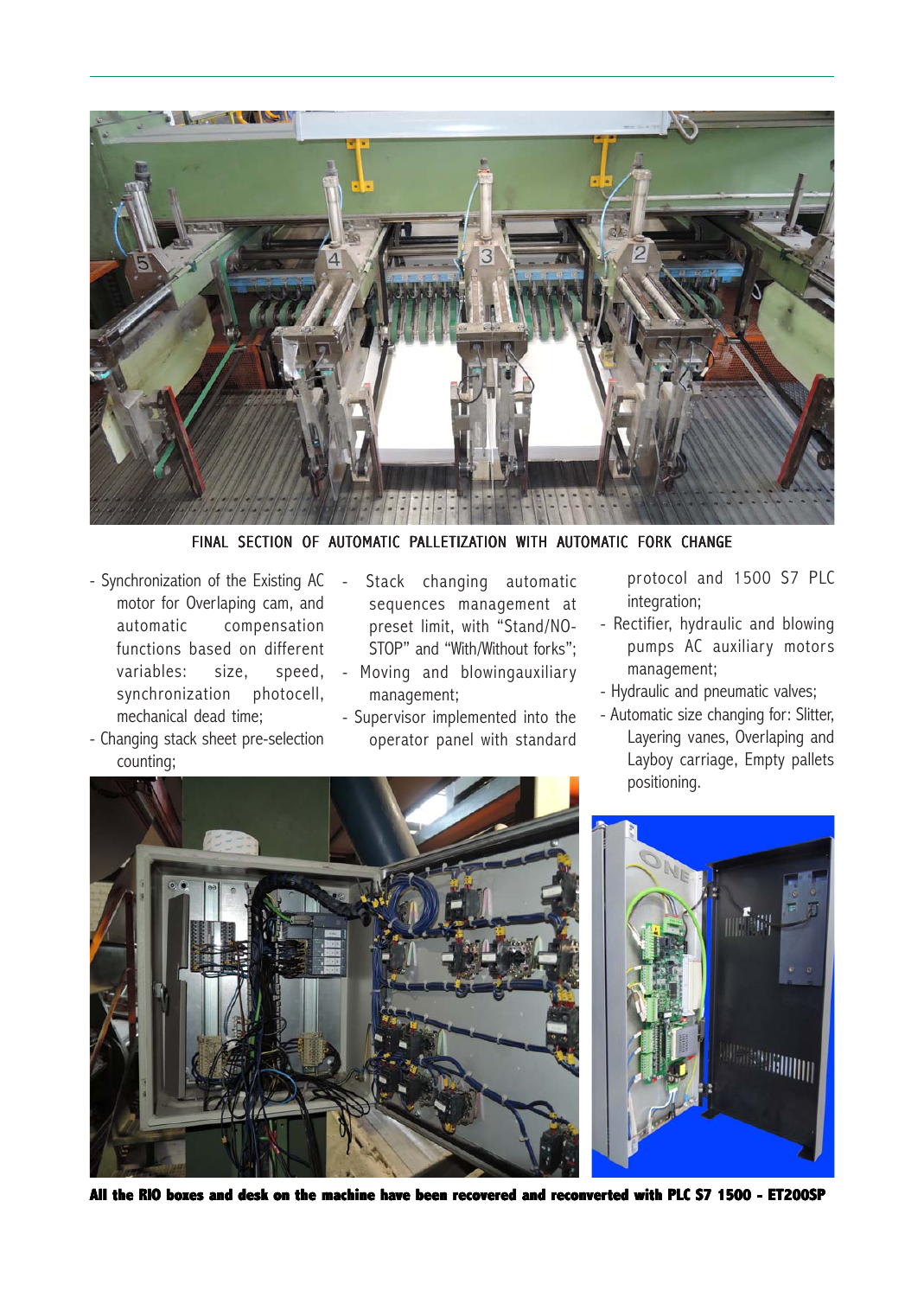FINAL SECTION OF AUTOMATIC PALLETIZATION WITH AUTOMATIC FORK CHANGE

- Synchronization of the Existing AC motor for Overlaping cam, and automatic compensation functions based on different variables: size, speed, synchronization photocell, mechanical dead time;
- Changing stack sheet pre-selection counting;
- Stack changing automatic sequences management at preset limit, with "Stand/NO-STOP" and "With/Without forks";
- Moving and blowingauxiliary management;
- Supervisor implemented into the operator panel with standard protocol and 1500 S7 PLC integration;
- Rectifier, hydraulic and blowing pumps AC auxiliary motors management;
- Hydraulic and pneumatic valves;
- Automatic size changing for: Slitter, Layering vanes, Overlaping and Layboy carriage, Empty pallets positioning.

**All the RIO boxes and desk on the machine have been recovered and reconverted with PLC S7 1500 - ET200SP**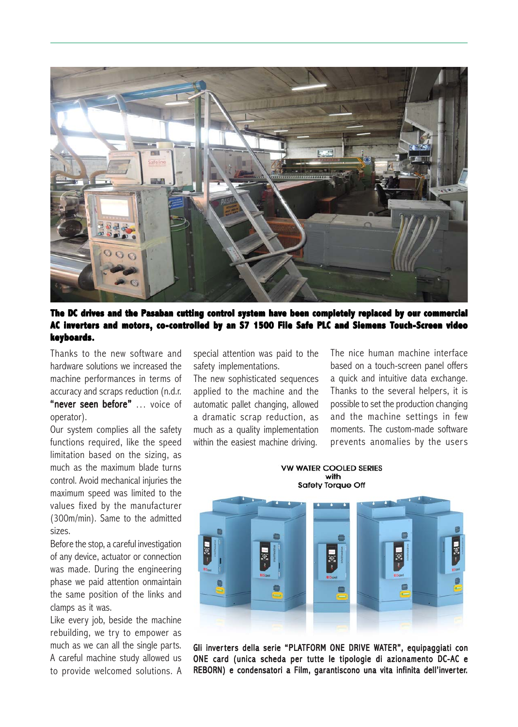**The DC drives and the Pasaban cutting control system have been completely replaced by our commercial AC inverters and motors, co-controlled by an S7 1500 File Safe PLC and Siemens Touch-Screen video keyboards.**

Thanks to the new software and hardware solutions we increased the machine performances in terms of accuracy and scraps reduction (n.d.r. **"never seen before"** … voice of operator).

Our system complies all the safety functions required, like the speed limitation based on the sizing, as much as the maximum blade turns control. Avoid mechanical injuries the maximum speed was limited to the values fixed by the manufacturer (300m/min). Same to the admitted sizes.

Before the stop, a careful investigation of any device, actuator or connection was made. During the engineering phase we paid attention onmaintain the same position of the links and clamps as it was.

Like every job, beside the machine rebuilding, we try to empower as much as we can all the single parts. A careful machine study allowed us to provide welcomed solutions. A special attention was paid to the safety implementations.

The new sophisticated sequences applied to the machine and the automatic pallet changing, allowed a dramatic scrap reduction, as much as a quality implementation within the easiest machine driving.

The nice human machine interface based on a touch-screen panel offers a quick and intuitive data exchange. Thanks to the several helpers, it is possible to set the production changing and the machine settings in few moments. The custom-made software prevents anomalies by the users

**VW WATER COOLED SERIES with Safety Torque Off**

**Gli inverters della serie "PLATFORM ONE DRIVE WATER", equipaggiati con ONE card (unica scheda per tutte le tipologie di azionamento DC-AC e REBORN) e condensatori a Film, garantiscono una vita infinita dell'inverter.**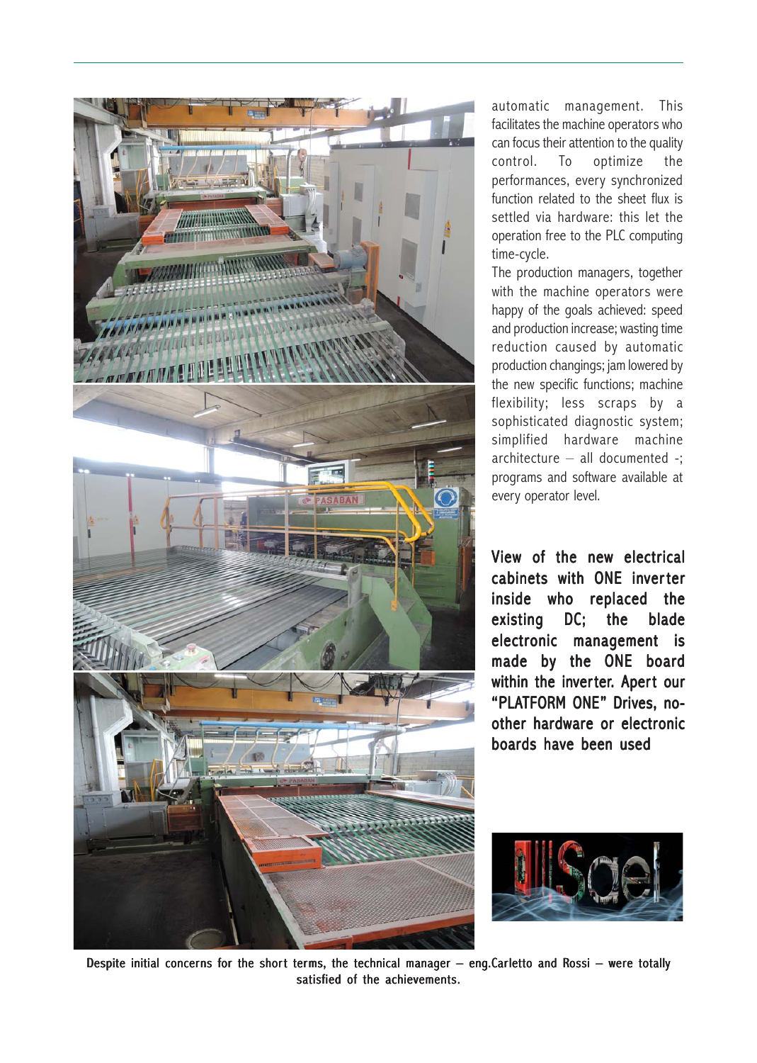automatic management. This facilitates the machine operators who can focus their attention to the quality control. To optimize the performances, every synchronized function related to the sheet flux is settled via hardware: this let the operation free to the PLC computing time-cycle.

The production managers, together with the machine operators were happy of the goals achieved: speed and production increase; wasting time reduction caused by automatic production changings; jam lowered by the new specific functions; machine flexibility; less scraps by a sophisticated diagnostic system; simplified hardware machine architecture – all documented -; programs and software available at every operator level.

**View of the new electrical cabinets with ONE inverter inside who replaced the existing DC; the blade electronic management is made by the ONE board within the inverter. Apert our "PLATFORM ONE" Drives, no-other hardware or electronic boards have been used**

**Despite initial concerns for the short terms, the technical manager – eng.Carletto and Rossi – were totally satisfied of the achievements.**